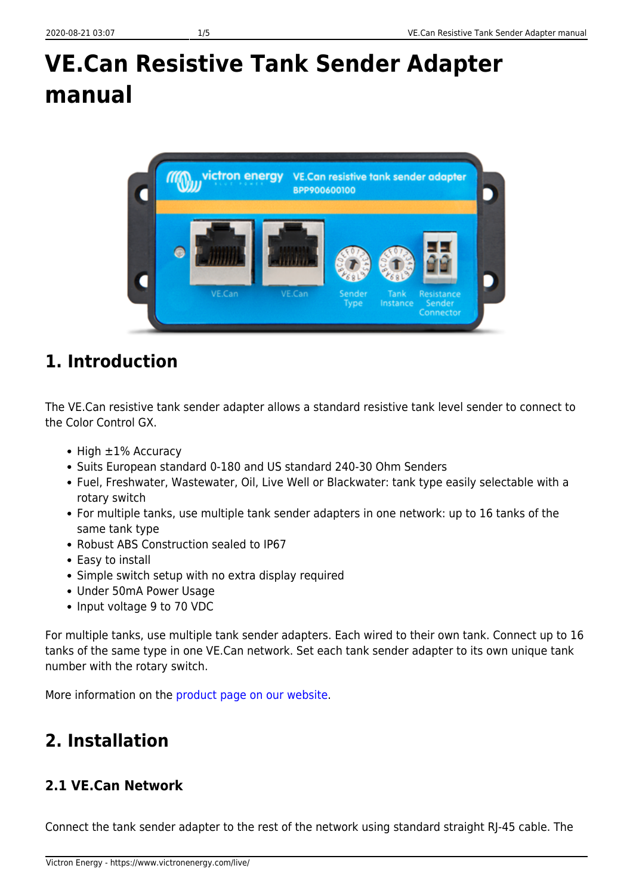# VE.Can Resistive Tank Sender Adapter manual

## 1. Introduction

The VE.Can resistive tank sender adapter allows a standard resistive tank level sender to connect to the Color Control GX.

- High ±1% Accuracy
- Suits European standard 0-180 and US standard 240-30 Ohm Senders
- Fuel, Freshwater, Wastewater, Oil, Live Well or Blackwater: tank type easily selectable with a rotary switch
- For multiple tanks, use multiple tank sender adapters in one network: up to 16 tanks of the same tank type
- Robust ABS Construction sealed to IP67
- Easy to install
- Simple switch setup with no extra display required
- Under 50mA Power Usage
- Input voltage 9 to 70 VDC

For multiple tanks, use multiple tank sender adapters. Each wired to their own tank. Connect up to 16 tanks of the same type in one VE.Can network. Set each tank sender adapter to its own unique tank number with the rotary switch.

More information on the product page on our website.

## 2. Installation

### 2.1 VE.Can Network

Connect the tank sender adapter to the rest of the network using standard straight RJ-45 cable. The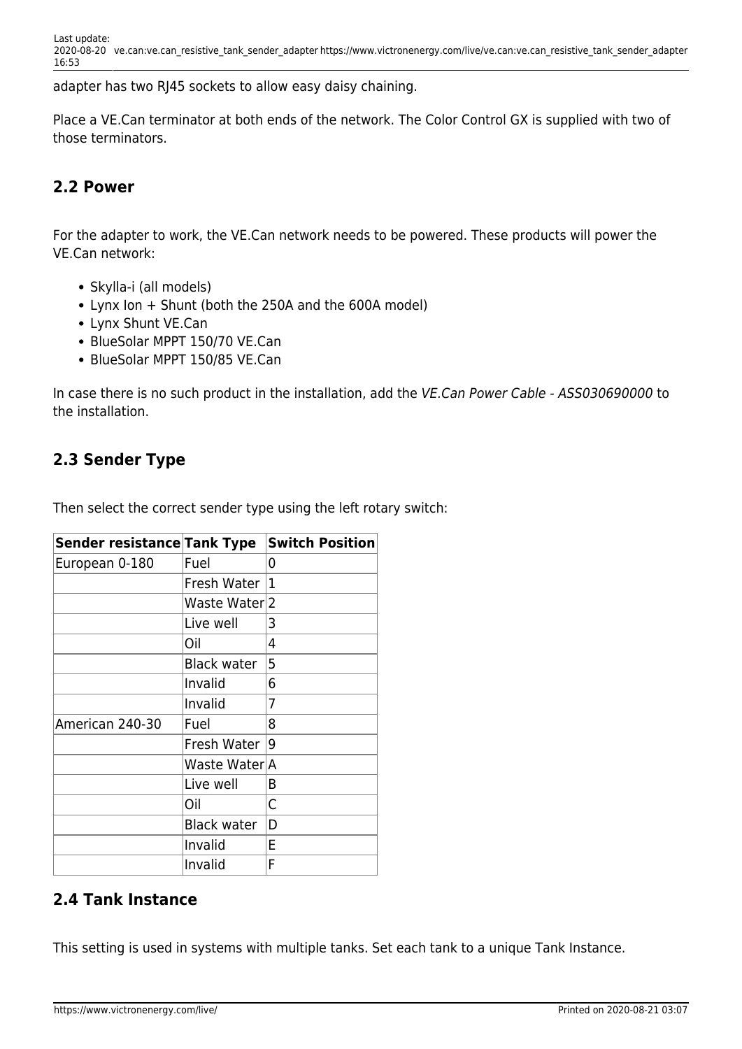adapter has two RJ45 sockets to allow easy daisy chaining.

Place a VE.Can terminator at both ends of the network. The Color Control GX is supplied with two of those terminators.

## 2.2 Power

For the adapter to work, the VE.Can network needs to be powered. These products will power the VE.Can network:

- Skylla-i (all models)
- Lynx Ion + Shunt (both the 250A and the 600A model)
- Lynx Shunt VE.Can
- BlueSolar MPPT 150/70 VE.Can
- BlueSolar MPPT 150/85 VE.Can

In case there is no such product in the installation, add the *VE.Can Power Cable - ASS030690000* to the installation.

## 2.3 Sender Type

Then select the correct sender type using the left rotary switch:

| Sender resistance | Tank Type | Switch Position |
|---|---|---|
| European 0-180 | Fuel | 0 |
| | Fresh Water | 1 |
| | Waste Water | 2 |
| | Live well | 3 |
| | Oil | 4 |
| | Black water | 5 |
| | Invalid | 6 |
| | Invalid | 7 |
| American 240-30 | Fuel | 8 |
| | Fresh Water | 9 |
| | Waste Water | A |
| | Live well | B |
| | Oil | C |
| | Black water | D |
| | Invalid | E |
| | Invalid | F |

## 2.4 Tank Instance

This setting is used in systems with multiple tanks. Set each tank to a unique Tank Instance.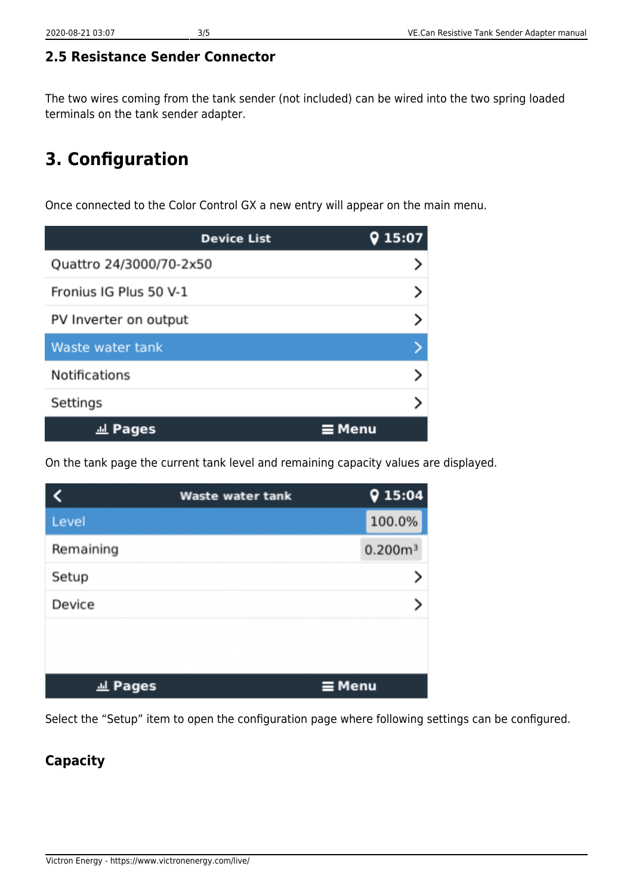### 2.5 Resistance Sender Connector

The two wires coming from the tank sender (not included) can be wired into the two spring loaded terminals on the tank sender adapter.

## 3. Configuration

Once connected to the Color Control GX a new entry will appear on the main menu.

On the tank page the current tank level and remaining capacity values are displayed.

Select the “Setup” item to open the configuration page where following settings can be configured.

### Capacity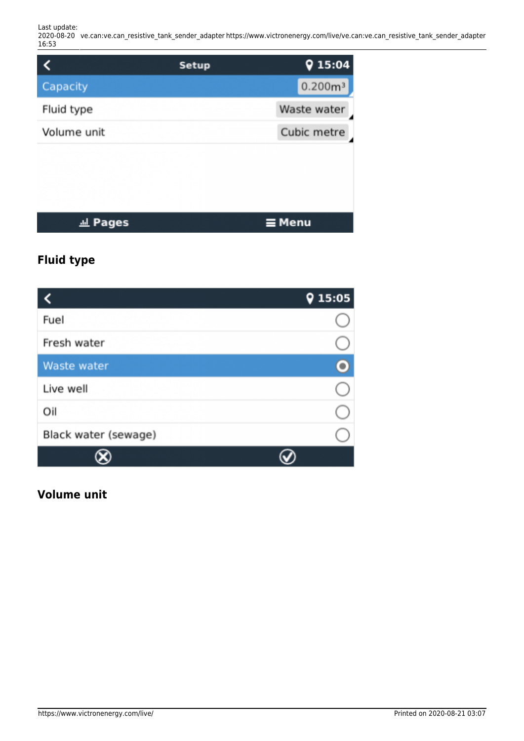### Fluid type

### Volume unit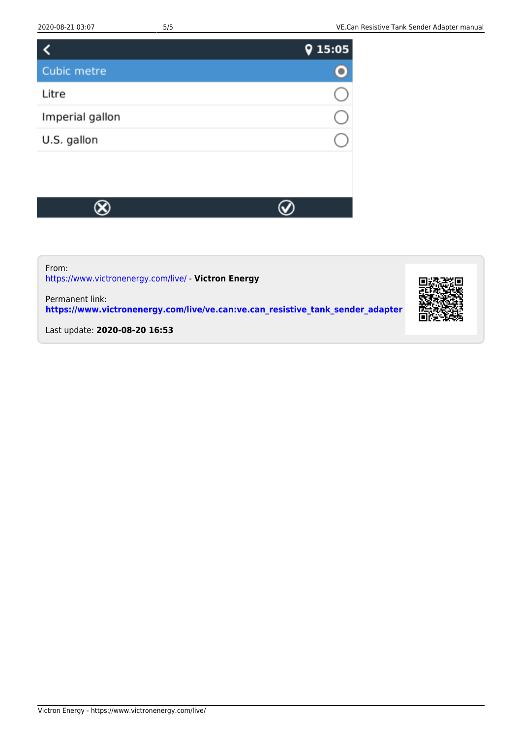15:05

Cubic metre

Litre

Imperial gallon

U.S. gallon

From:
https://www.victronenergy.com/live/ - **Victron Energy**

Permanent link:
**https://www.victronenergy.com/live/ve.can:ve.can_resistive_tank_sender_adapter**

Last update: **2020-08-20 16:53**